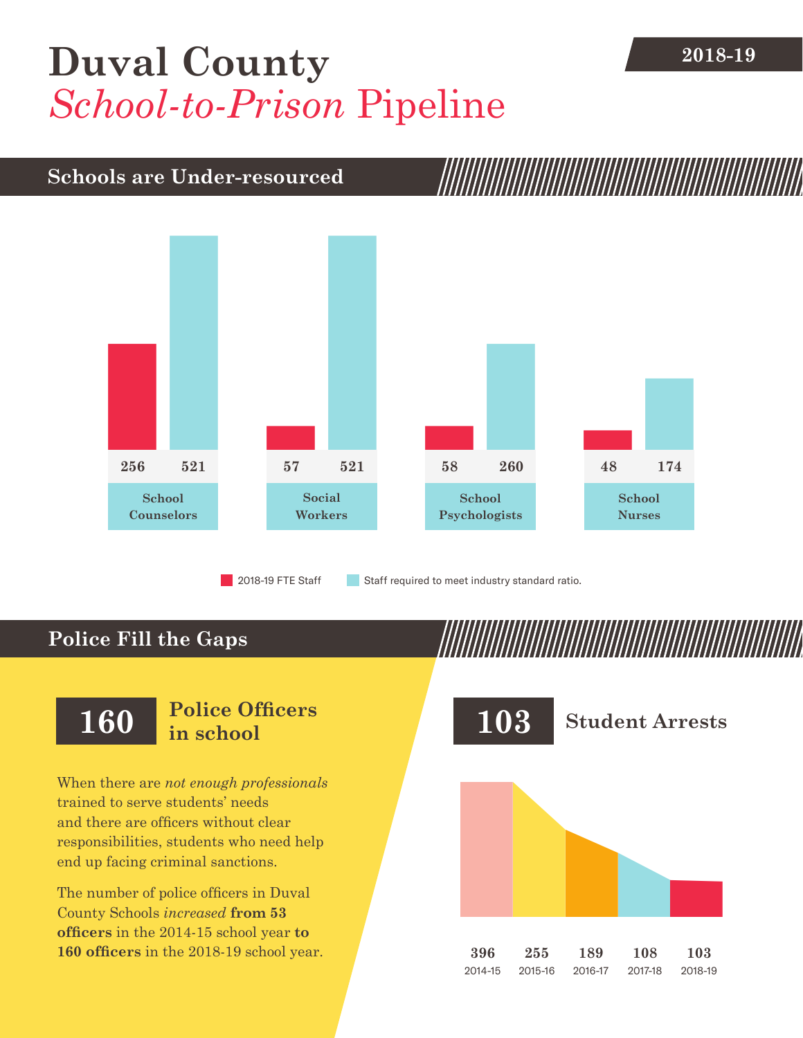# Duval County
## *School-to-Prison* Pipeline

2018-19

## Schools are Under-resourced

| | 2018-19 FTE Staff | Staff required to meet industry standard ratio. |
|---|---|---|
| School Counselors | 256 | 521 |
| Social Workers | 57 | 521 |
| School Psychologists | 58 | 260 |
| School Nurses | 48 | 174 |

## Police Fill the Gaps

**160** **Police Officers in school**

When there are *not enough professionals* trained to serve students' needs and there are officers without clear responsibilities, students who need help end up facing criminal sanctions.

The number of police officers in Duval County Schools *increased* **from 53 officers** in the 2014-15 school year **to 160 officers** in the 2018-19 school year.

**103** **Student Arrests**

| 2014-15 | 2015-16 | 2016-17 | 2017-18 | 2018-19 |
|---|---|---|---|---|
| 396 | 255 | 189 | 108 | 103 |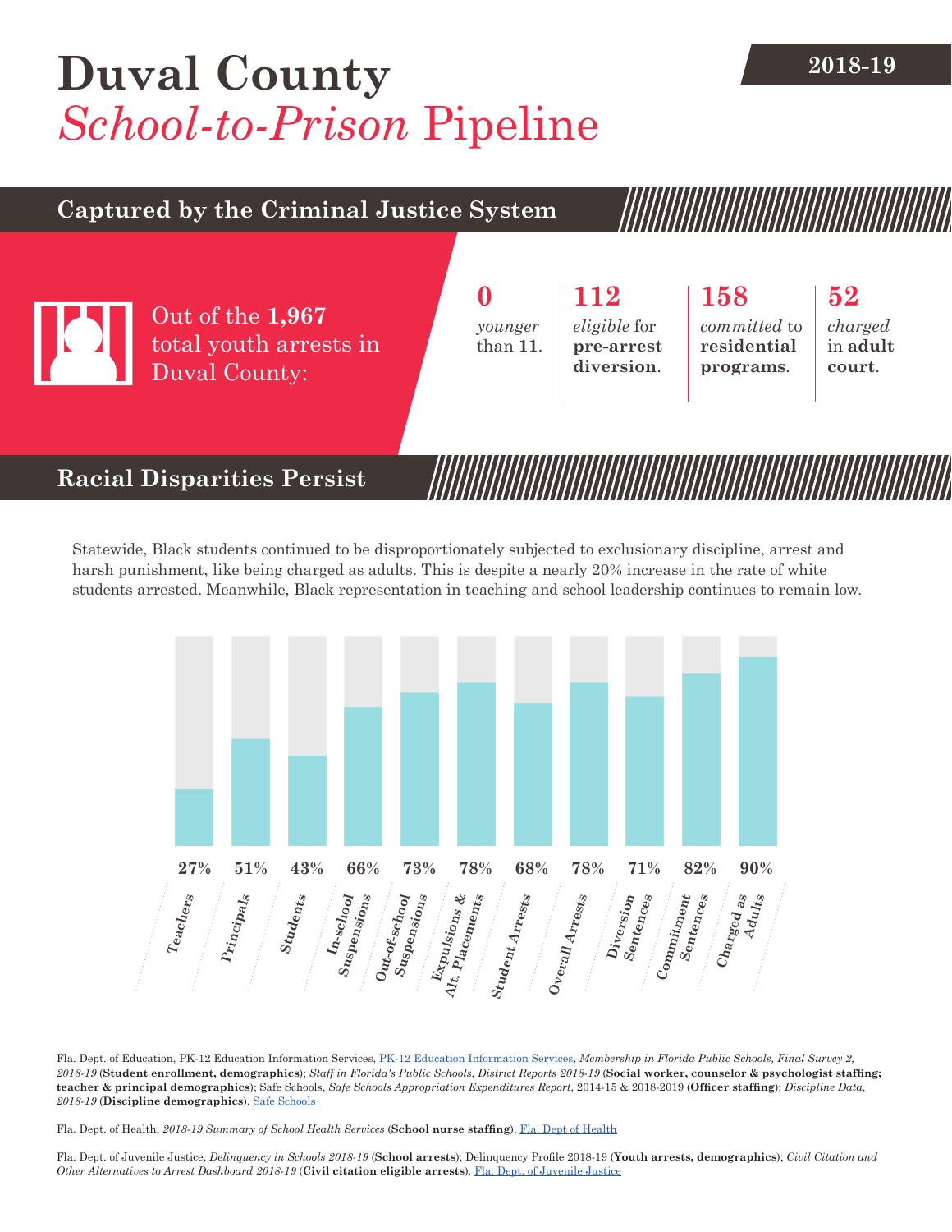# Duval County *School-to-Prison* Pipeline

2018-19

## Captured by the Criminal Justice System

Out of the **1,967** total youth arrests in Duval County:

**0** *younger* than **11**.

**112** *eligible* for **pre-arrest diversion**.

**158** *committed* to **residential programs**.

**52** *charged* in **adult court**.

## Racial Disparities Persist

Statewide, Black students continued to be disproportionately subjected to exclusionary discipline, arrest and harsh punishment, like being charged as adults. This is despite a nearly 20% increase in the rate of white students arrested. Meanwhile, Black representation in teaching and school leadership continues to remain low.

27% Teachers
51% Principals
43% Students
66% In-school Suspensions
73% Out-of-school Suspensions
78% Expulsions & Alt. Placements
68% Student Arrests
78% Overall Arrests
71% Diversion Sentences
82% Commitment Sentences
90% Charged as Adults

Fla. Dept. of Education, PK-12 Education Information Services, PK-12 Education Information Services, *Membership in Florida Public Schools, Final Survey 2, 2018-19* (**Student enrollment, demographics**); *Staff in Florida's Public Schools, District Reports 2018-19* (**Social worker, counselor & psychologist staffing; teacher & principal demographics**); Safe Schools, *Safe Schools Appropriation Expenditures Report*, 2014-15 & 2018-2019 (**Officer staffing**); *Discipline Data, 2018-19* (**Discipline demographics**). Safe Schools

Fla. Dept. of Health, *2018-19 Summary of School Health Services* (**School nurse staffing**). Fla. Dept of Health

Fla. Dept. of Juvenile Justice, *Delinquency in Schools 2018-19* (**School arrests**); Delinquency Profile 2018-19 (**Youth arrests, demographics**); *Civil Citation and Other Alternatives to Arrest Dashboard 2018-19* (**Civil citation eligible arrests**). Fla. Dept. of Juvenile Justice